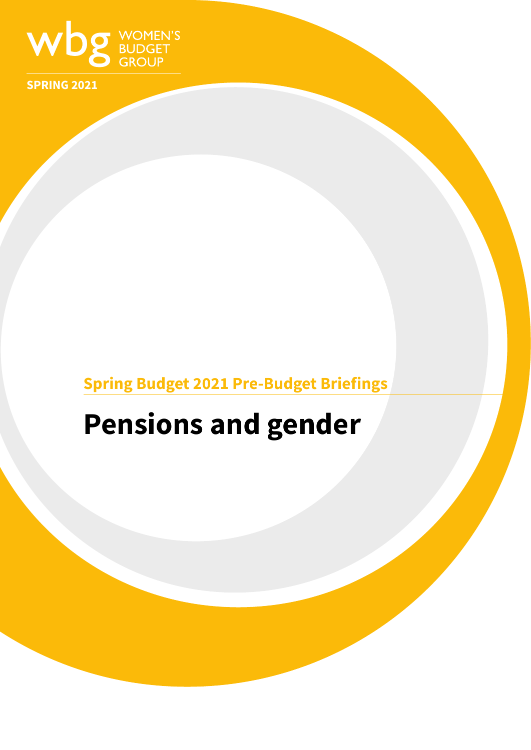wbg WOMEN'S BUDGET GROUP

SPRING 2021

Spring Budget 2021 Pre-Budget Briefings

# Pensions and gender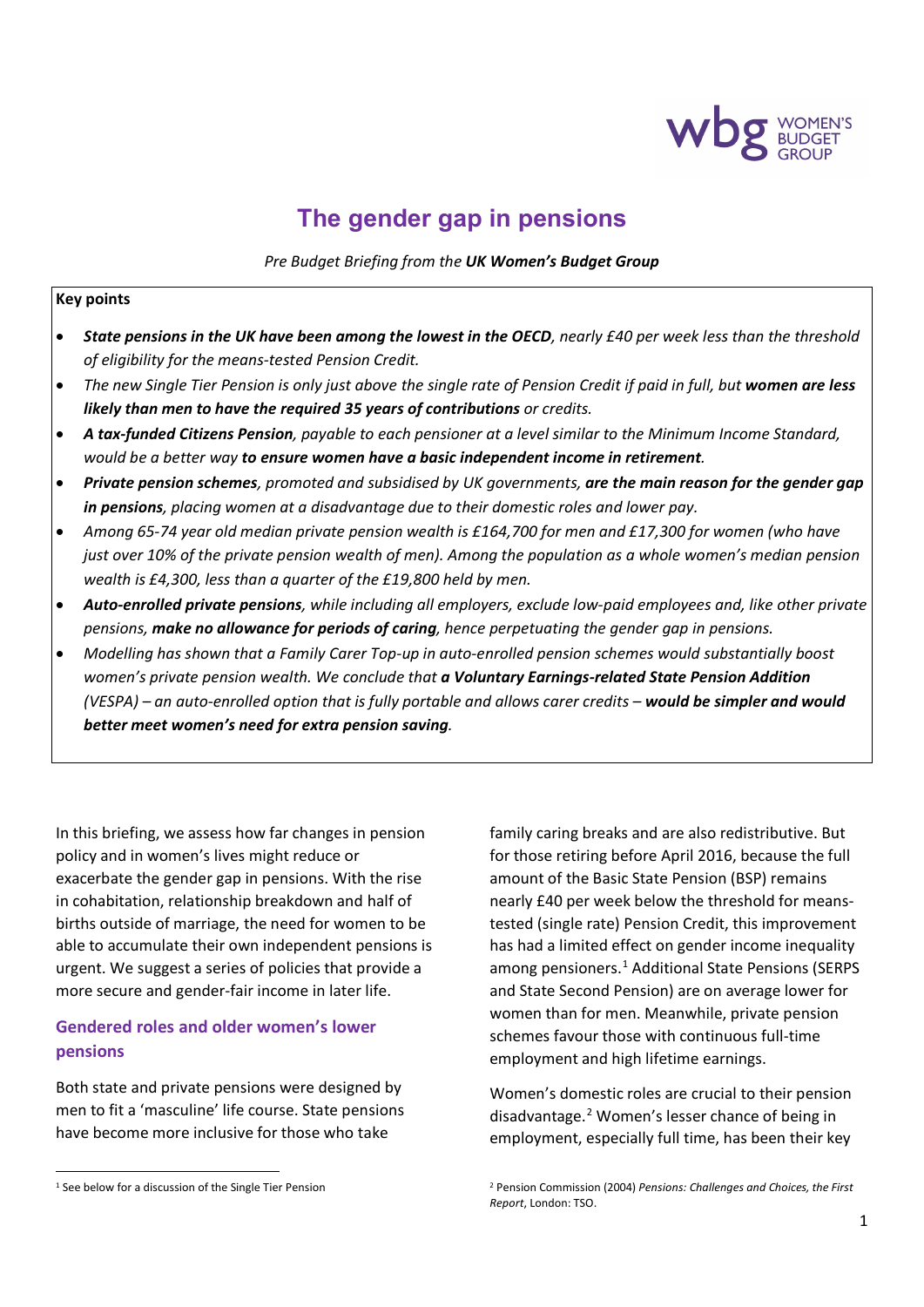# The gender gap in pensions

*Pre Budget Briefing from the* ***UK Women's Budget Group***

**Key points**

- ***State pensions in the UK have been among the lowest in the OECD****, nearly £40 per week less than the threshold of eligibility for the means-tested Pension Credit.*
- *The new Single Tier Pension is only just above the single rate of Pension Credit if paid in full, but* ***women are less likely than men to have the required 35 years of contributions*** *or credits.*
- ***A tax-funded Citizens Pension****, payable to each pensioner at a level similar to the Minimum Income Standard, would be a better way* ***to ensure women have a basic independent income in retirement****.*
- ***Private pension schemes****, promoted and subsidised by UK governments,* ***are the main reason for the gender gap in pensions****, placing women at a disadvantage due to their domestic roles and lower pay.*
- *Among 65-74 year old median private pension wealth is £164,700 for men and £17,300 for women (who have just over 10% of the private pension wealth of men). Among the population as a whole women's median pension wealth is £4,300, less than a quarter of the £19,800 held by men.*
- ***Auto-enrolled private pensions****, while including all employers, exclude low-paid employees and, like other private pensions,* ***make no allowance for periods of caring****, hence perpetuating the gender gap in pensions.*
- *Modelling has shown that a Family Carer Top-up in auto-enrolled pension schemes would substantially boost women's private pension wealth. We conclude that* ***a Voluntary Earnings-related State Pension Addition*** *(VESPA) – an auto-enrolled option that is fully portable and allows carer credits –* ***would be simpler and would better meet women's need for extra pension saving****.*

In this briefing, we assess how far changes in pension policy and in women's lives might reduce or exacerbate the gender gap in pensions. With the rise in cohabitation, relationship breakdown and half of births outside of marriage, the need for women to be able to accumulate their own independent pensions is urgent. We suggest a series of policies that provide a more secure and gender-fair income in later life.

## Gendered roles and older women's lower pensions

Both state and private pensions were designed by men to fit a 'masculine' life course. State pensions have become more inclusive for those who take family caring breaks and are also redistributive. But for those retiring before April 2016, because the full amount of the Basic State Pension (BSP) remains nearly £40 per week below the threshold for means-tested (single rate) Pension Credit, this improvement has had a limited effect on gender income inequality among pensioners.[1] Additional State Pensions (SERPS and State Second Pension) are on average lower for women than for men. Meanwhile, private pension schemes favour those with continuous full-time employment and high lifetime earnings.

Women's domestic roles are crucial to their pension disadvantage.[2] Women's lesser chance of being in employment, especially full time, has been their key

[1] See below for a discussion of the Single Tier Pension

[2] Pension Commission (2004) *Pensions: Challenges and Choices, the First Report*, London: TSO.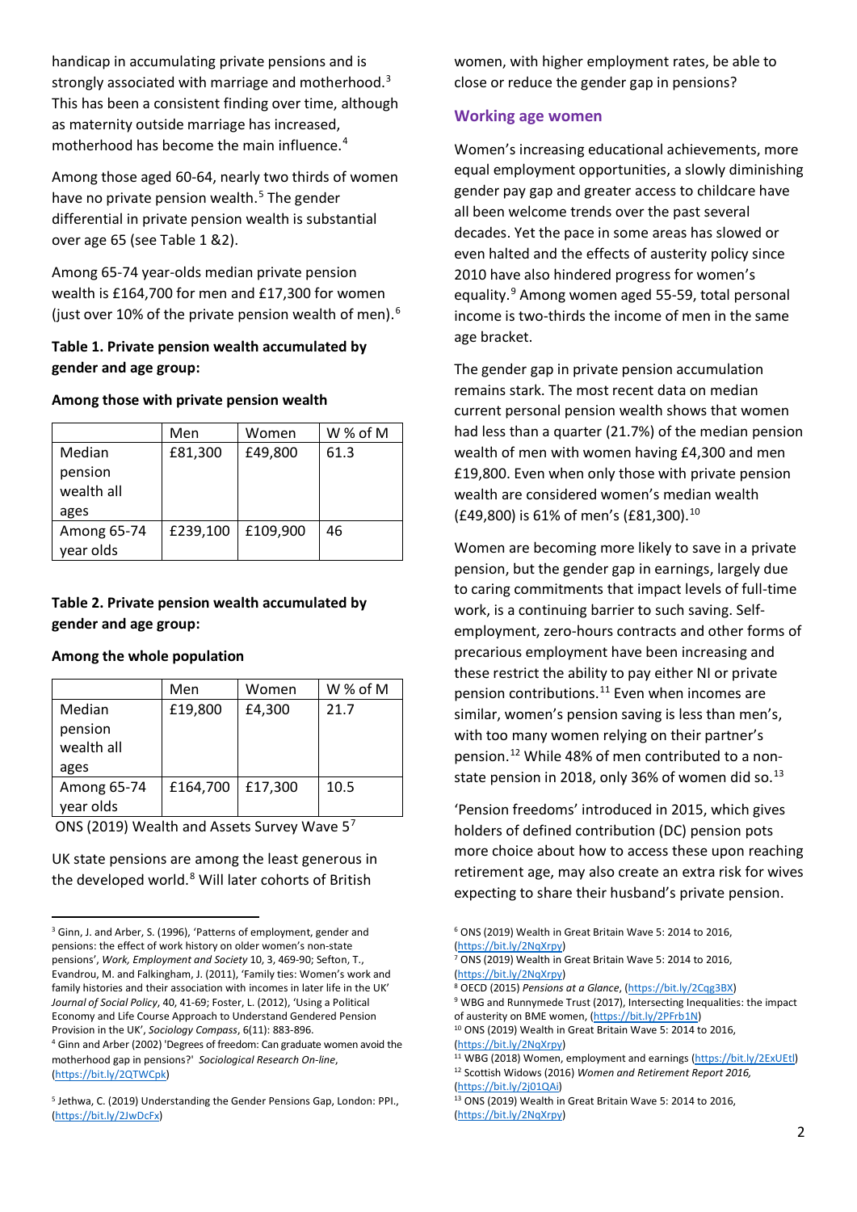handicap in accumulating private pensions and is strongly associated with marriage and motherhood.[3] This has been a consistent finding over time, although as maternity outside marriage has increased, motherhood has become the main influence.[4]

Among those aged 60-64, nearly two thirds of women have no private pension wealth.[5] The gender differential in private pension wealth is substantial over age 65 (see Table 1 &2).

Among 65-74 year-olds median private pension wealth is £164,700 for men and £17,300 for women (just over 10% of the private pension wealth of men).[6]

**Table 1. Private pension wealth accumulated by gender and age group:**

**Among those with private pension wealth**

| | Men | Women | W % of M |
|---|---|---|---|
| Median pension wealth all ages | £81,300 | £49,800 | 61.3 |
| Among 65-74 year olds | £239,100 | £109,900 | 46 |

**Table 2. Private pension wealth accumulated by gender and age group:**

**Among the whole population**

| | Men | Women | W % of M |
|---|---|---|---|
| Median pension wealth all ages | £19,800 | £4,300 | 21.7 |
| Among 65-74 year olds | £164,700 | £17,300 | 10.5 |

ONS (2019) Wealth and Assets Survey Wave 5[7]

UK state pensions are among the least generous in the developed world.[8] Will later cohorts of British women, with higher employment rates, be able to close or reduce the gender gap in pensions?

## Working age women

Women's increasing educational achievements, more equal employment opportunities, a slowly diminishing gender pay gap and greater access to childcare have all been welcome trends over the past several decades. Yet the pace in some areas has slowed or even halted and the effects of austerity policy since 2010 have also hindered progress for women's equality.[9] Among women aged 55-59, total personal income is two-thirds the income of men in the same age bracket.

The gender gap in private pension accumulation remains stark. The most recent data on median current personal pension wealth shows that women had less than a quarter (21.7%) of the median pension wealth of men with women having £4,300 and men £19,800. Even when only those with private pension wealth are considered women's median wealth (£49,800) is 61% of men's (£81,300).[10]

Women are becoming more likely to save in a private pension, but the gender gap in earnings, largely due to caring commitments that impact levels of full-time work, is a continuing barrier to such saving. Self-employment, zero-hours contracts and other forms of precarious employment have been increasing and these restrict the ability to pay either NI or private pension contributions.[11] Even when incomes are similar, women's pension saving is less than men's, with too many women relying on their partner's pension.[12] While 48% of men contributed to a non-state pension in 2018, only 36% of women did so.[13]

'Pension freedoms' introduced in 2015, which gives holders of defined contribution (DC) pension pots more choice about how to access these upon reaching retirement age, may also create an extra risk for wives expecting to share their husband's private pension.

---

[3] Ginn, J. and Arber, S. (1996), 'Patterns of employment, gender and pensions: the effect of work history on older women's non-state pensions', *Work, Employment and Society* 10, 3, 469-90; Sefton, T., Evandrou, M. and Falkingham, J. (2011), 'Family ties: Women's work and family histories and their association with incomes in later life in the UK' *Journal of Social Policy*, 40, 41-69; Foster, L. (2012), 'Using a Political Economy and Life Course Approach to Understand Gendered Pension Provision in the UK', *Sociology Compass*, 6(11): 883-896.

[4] Ginn and Arber (2002) 'Degrees of freedom: Can graduate women avoid the motherhood gap in pensions?' *Sociological Research On-line*, (https://bit.ly/2QTWCpk)

[5] Jethwa, C. (2019) Understanding the Gender Pensions Gap, London: PPI., (https://bit.ly/2JwDcFx)

[6] ONS (2019) Wealth in Great Britain Wave 5: 2014 to 2016, (https://bit.ly/2NqXrpy)

[7] ONS (2019) Wealth in Great Britain Wave 5: 2014 to 2016, (https://bit.ly/2NqXrpy)

[8] OECD (2015) *Pensions at a Glance*, (https://bit.ly/2Cqg3BX)

[9] WBG and Runnymede Trust (2017), Intersecting Inequalities: the impact of austerity on BME women, (https://bit.ly/2PFrb1N)

[10] ONS (2019) Wealth in Great Britain Wave 5: 2014 to 2016, (https://bit.ly/2NqXrpy)

[11] WBG (2018) Women, employment and earnings (https://bit.ly/2ExUEtl)

[12] Scottish Widows (2016) *Women and Retirement Report 2016*, (https://bit.ly/2j01QAi)

[13] ONS (2019) Wealth in Great Britain Wave 5: 2014 to 2016, (https://bit.ly/2NqXrpy)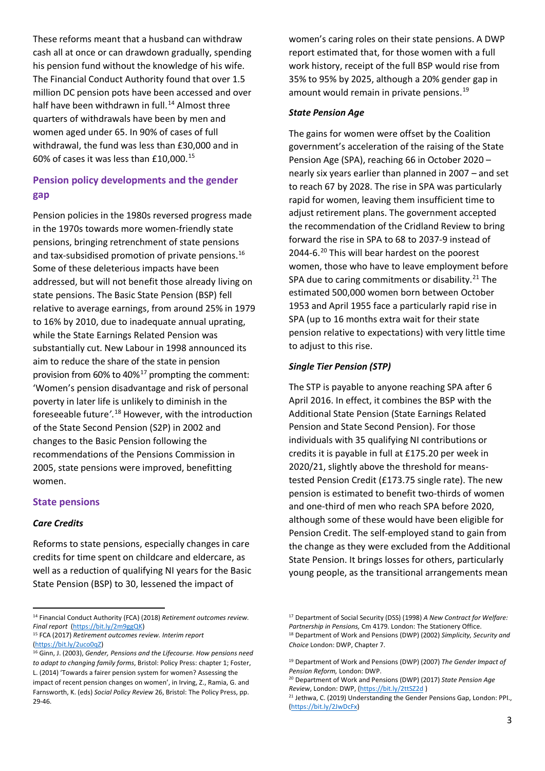These reforms meant that a husband can withdraw cash all at once or can drawdown gradually, spending his pension fund without the knowledge of his wife. The Financial Conduct Authority found that over 1.5 million DC pension pots have been accessed and over half have been withdrawn in full.[14] Almost three quarters of withdrawals have been by men and women aged under 65. In 90% of cases of full withdrawal, the fund was less than £30,000 and in 60% of cases it was less than £10,000.[15]

## Pension policy developments and the gender gap

Pension policies in the 1980s reversed progress made in the 1970s towards more women-friendly state pensions, bringing retrenchment of state pensions and tax-subsidised promotion of private pensions.[16] Some of these deleterious impacts have been addressed, but will not benefit those already living on state pensions. The Basic State Pension (BSP) fell relative to average earnings, from around 25% in 1979 to 16% by 2010, due to inadequate annual uprating, while the State Earnings Related Pension was substantially cut. New Labour in 1998 announced its aim to reduce the share of the state in pension provision from 60% to 40%[17] prompting the comment: 'Women's pension disadvantage and risk of personal poverty in later life is unlikely to diminish in the foreseeable future'.[18] However, with the introduction of the State Second Pension (S2P) in 2002 and changes to the Basic Pension following the recommendations of the Pensions Commission in 2005, state pensions were improved, benefitting women.

## State pensions

### *Care Credits*

Reforms to state pensions, especially changes in care credits for time spent on childcare and eldercare, as well as a reduction of qualifying NI years for the Basic State Pension (BSP) to 30, lessened the impact of women's caring roles on their state pensions. A DWP report estimated that, for those women with a full work history, receipt of the full BSP would rise from 35% to 95% by 2025, although a 20% gender gap in amount would remain in private pensions.[19]

### *State Pension Age*

The gains for women were offset by the Coalition government's acceleration of the raising of the State Pension Age (SPA), reaching 66 in October 2020 – nearly six years earlier than planned in 2007 – and set to reach 67 by 2028. The rise in SPA was particularly rapid for women, leaving them insufficient time to adjust retirement plans. The government accepted the recommendation of the Cridland Review to bring forward the rise in SPA to 68 to 2037-9 instead of 2044-6.[20] This will bear hardest on the poorest women, those who have to leave employment before SPA due to caring commitments or disability.[21] The estimated 500,000 women born between October 1953 and April 1955 face a particularly rapid rise in SPA (up to 16 months extra wait for their state pension relative to expectations) with very little time to adjust to this rise.

### *Single Tier Pension (STP)*

The STP is payable to anyone reaching SPA after 6 April 2016. In effect, it combines the BSP with the Additional State Pension (State Earnings Related Pension and State Second Pension). For those individuals with 35 qualifying NI contributions or credits it is payable in full at £175.20 per week in 2020/21, slightly above the threshold for means-tested Pension Credit (£173.75 single rate). The new pension is estimated to benefit two-thirds of women and one-third of men who reach SPA before 2020, although some of these would have been eligible for Pension Credit. The self-employed stand to gain from the change as they were excluded from the Additional State Pension. It brings losses for others, particularly young people, as the transitional arrangements mean

---

[14] Financial Conduct Authority (FCA) (2018) *Retirement outcomes review. Final report* (https://bit.ly/2m9ggQK)

[15] FCA (2017) *Retirement outcomes review. Interim report* (https://bit.ly/2uco0qZ)

[16] Ginn, J. (2003), *Gender, Pensions and the Lifecourse. How pensions need to adapt to changing family forms*, Bristol: Policy Press: chapter 1; Foster, L. (2014) 'Towards a fairer pension system for women? Assessing the impact of recent pension changes on women', in Irving, Z., Ramia, G. and Farnsworth, K. (eds) *Social Policy Review* 26, Bristol: The Policy Press, pp. 29-46.

[17] Department of Social Security (DSS) (1998) *A New Contract for Welfare: Partnership in Pensions,* Cm 4179. London: The Stationery Office.

[18] Department of Work and Pensions (DWP) (2002) *Simplicity, Security and Choice* London: DWP, Chapter 7.

[19] Department of Work and Pensions (DWP) (2007) *The Gender Impact of Pension Reform,* London: DWP.

[20] Department of Work and Pensions (DWP) (2017) *State Pension Age Review*, London: DWP, (https://bit.ly/2ttSZ2d )

[21] Jethwa, C. (2019) Understanding the Gender Pensions Gap, London: PPI., (https://bit.ly/2JwDcFx)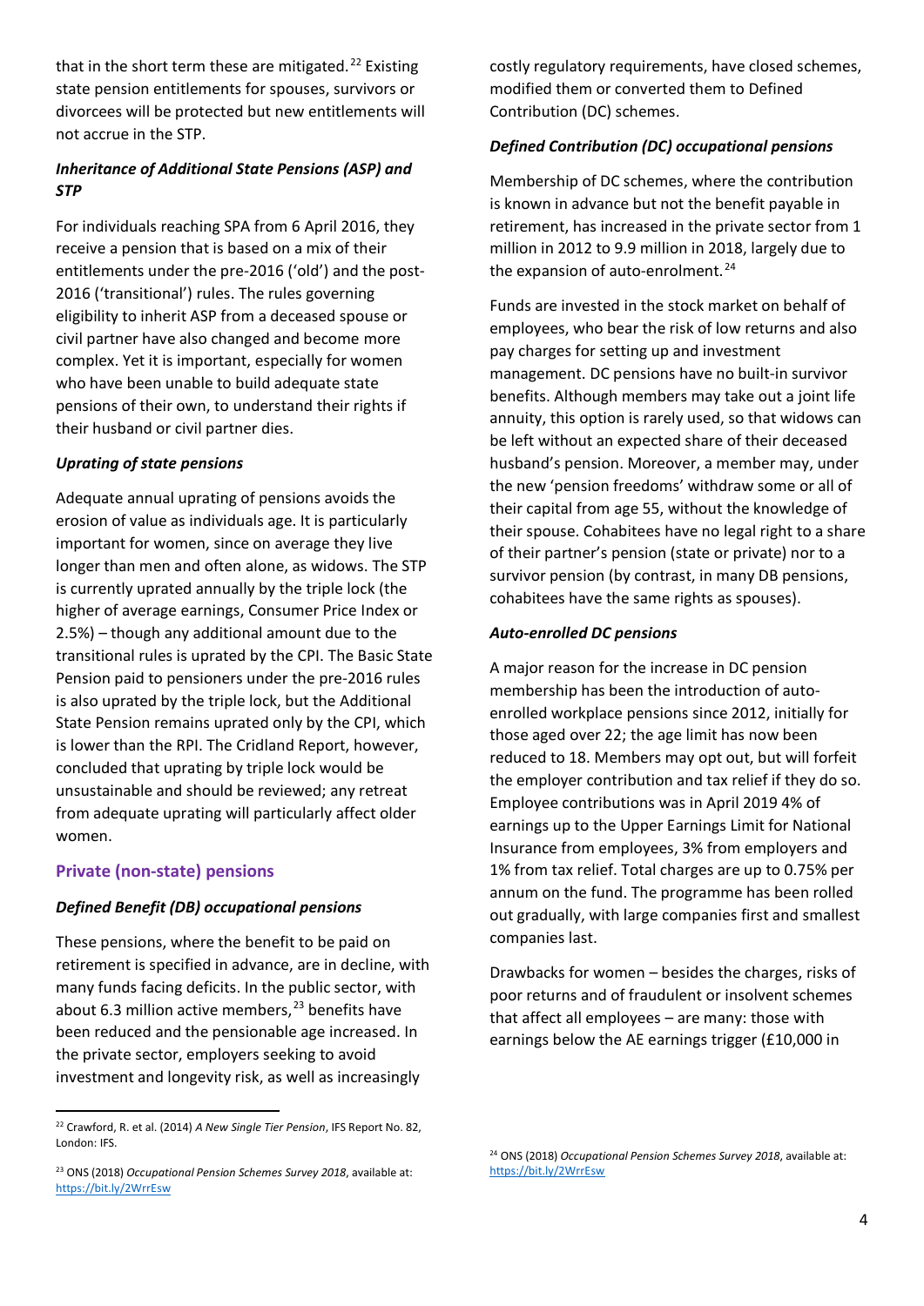that in the short term these are mitigated.[22] Existing state pension entitlements for spouses, survivors or divorcees will be protected but new entitlements will not accrue in the STP.

### *Inheritance of Additional State Pensions (ASP) and STP*

For individuals reaching SPA from 6 April 2016, they receive a pension that is based on a mix of their entitlements under the pre-2016 ('old') and the post-2016 ('transitional') rules. The rules governing eligibility to inherit ASP from a deceased spouse or civil partner have also changed and become more complex. Yet it is important, especially for women who have been unable to build adequate state pensions of their own, to understand their rights if their husband or civil partner dies.

### *Uprating of state pensions*

Adequate annual uprating of pensions avoids the erosion of value as individuals age. It is particularly important for women, since on average they live longer than men and often alone, as widows. The STP is currently uprated annually by the triple lock (the higher of average earnings, Consumer Price Index or 2.5%) – though any additional amount due to the transitional rules is uprated by the CPI. The Basic State Pension paid to pensioners under the pre-2016 rules is also uprated by the triple lock, but the Additional State Pension remains uprated only by the CPI, which is lower than the RPI. The Cridland Report, however, concluded that uprating by triple lock would be unsustainable and should be reviewed; any retreat from adequate uprating will particularly affect older women.

## Private (non-state) pensions

### *Defined Benefit (DB) occupational pensions*

These pensions, where the benefit to be paid on retirement is specified in advance, are in decline, with many funds facing deficits. In the public sector, with about 6.3 million active members,[23] benefits have been reduced and the pensionable age increased. In the private sector, employers seeking to avoid investment and longevity risk, as well as increasingly costly regulatory requirements, have closed schemes, modified them or converted them to Defined Contribution (DC) schemes.

### *Defined Contribution (DC) occupational pensions*

Membership of DC schemes, where the contribution is known in advance but not the benefit payable in retirement, has increased in the private sector from 1 million in 2012 to 9.9 million in 2018, largely due to the expansion of auto-enrolment.[24]

Funds are invested in the stock market on behalf of employees, who bear the risk of low returns and also pay charges for setting up and investment management. DC pensions have no built-in survivor benefits. Although members may take out a joint life annuity, this option is rarely used, so that widows can be left without an expected share of their deceased husband's pension. Moreover, a member may, under the new 'pension freedoms' withdraw some or all of their capital from age 55, without the knowledge of their spouse. Cohabitees have no legal right to a share of their partner's pension (state or private) nor to a survivor pension (by contrast, in many DB pensions, cohabitees have the same rights as spouses).

### *Auto-enrolled DC pensions*

A major reason for the increase in DC pension membership has been the introduction of auto-enrolled workplace pensions since 2012, initially for those aged over 22; the age limit has now been reduced to 18. Members may opt out, but will forfeit the employer contribution and tax relief if they do so. Employee contributions was in April 2019 4% of earnings up to the Upper Earnings Limit for National Insurance from employees, 3% from employers and 1% from tax relief. Total charges are up to 0.75% per annum on the fund. The programme has been rolled out gradually, with large companies first and smallest companies last.

Drawbacks for women – besides the charges, risks of poor returns and of fraudulent or insolvent schemes that affect all employees – are many: those with earnings below the AE earnings trigger (£10,000 in

---

[22] Crawford, R. et al. (2014) *A New Single Tier Pension*, IFS Report No. 82, London: IFS.

[23] ONS (2018) *Occupational Pension Schemes Survey 2018*, available at: https://bit.ly/2WrrEsw

[24] ONS (2018) *Occupational Pension Schemes Survey 2018*, available at: https://bit.ly/2WrrEsw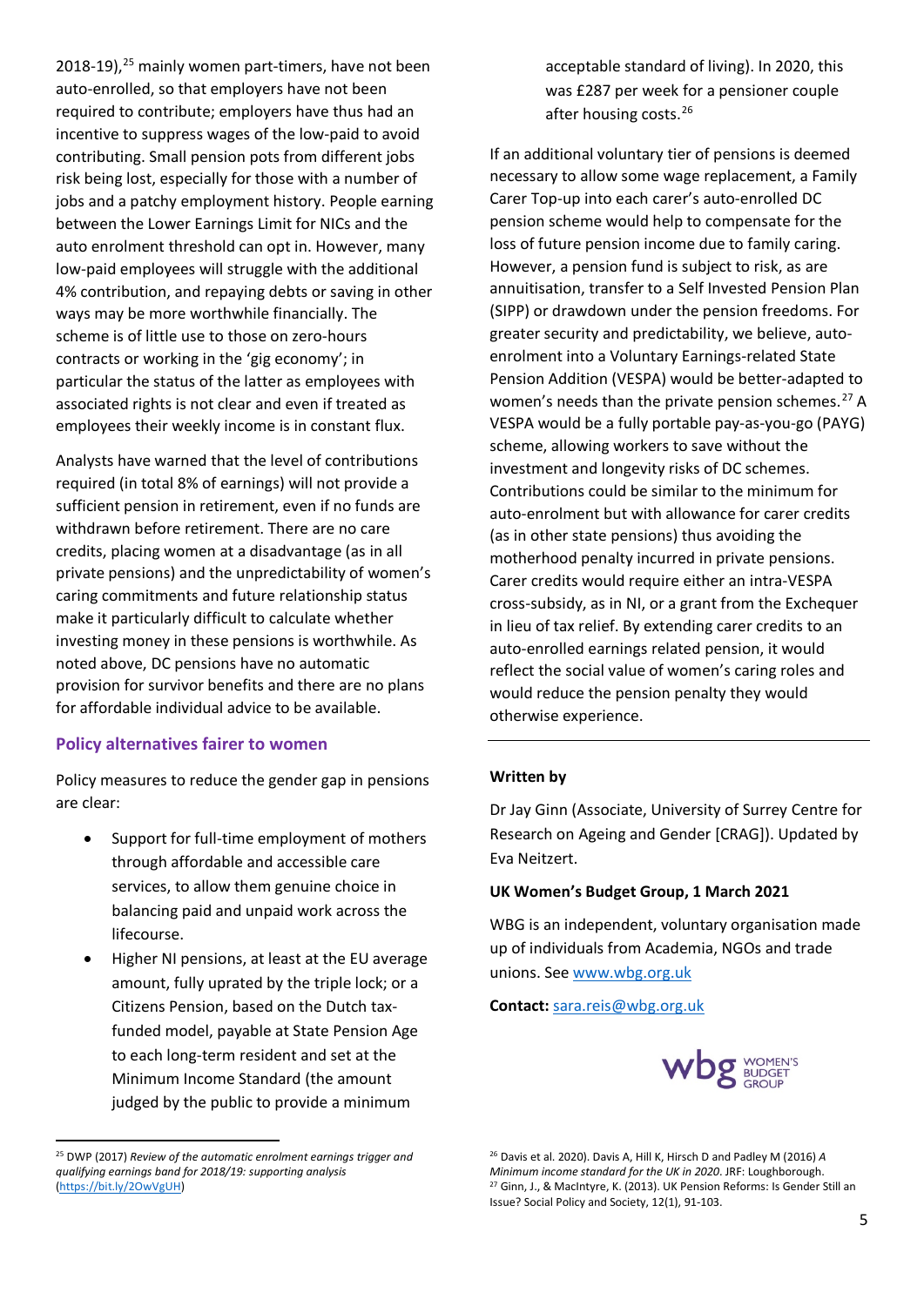2018-19),[25] mainly women part-timers, have not been auto-enrolled, so that employers have not been required to contribute; employers have thus had an incentive to suppress wages of the low-paid to avoid contributing. Small pension pots from different jobs risk being lost, especially for those with a number of jobs and a patchy employment history. People earning between the Lower Earnings Limit for NICs and the auto enrolment threshold can opt in. However, many low-paid employees will struggle with the additional 4% contribution, and repaying debts or saving in other ways may be more worthwhile financially. The scheme is of little use to those on zero-hours contracts or working in the 'gig economy'; in particular the status of the latter as employees with associated rights is not clear and even if treated as employees their weekly income is in constant flux.

Analysts have warned that the level of contributions required (in total 8% of earnings) will not provide a sufficient pension in retirement, even if no funds are withdrawn before retirement. There are no care credits, placing women at a disadvantage (as in all private pensions) and the unpredictability of women's caring commitments and future relationship status make it particularly difficult to calculate whether investing money in these pensions is worthwhile. As noted above, DC pensions have no automatic provision for survivor benefits and there are no plans for affordable individual advice to be available.

## Policy alternatives fairer to women

Policy measures to reduce the gender gap in pensions are clear:

- Support for full-time employment of mothers through affordable and accessible care services, to allow them genuine choice in balancing paid and unpaid work across the lifecourse.
- Higher NI pensions, at least at the EU average amount, fully uprated by the triple lock; or a Citizens Pension, based on the Dutch tax-funded model, payable at State Pension Age to each long-term resident and set at the Minimum Income Standard (the amount judged by the public to provide a minimum acceptable standard of living). In 2020, this was £287 per week for a pensioner couple after housing costs.[26]

If an additional voluntary tier of pensions is deemed necessary to allow some wage replacement, a Family Carer Top-up into each carer's auto-enrolled DC pension scheme would help to compensate for the loss of future pension income due to family caring. However, a pension fund is subject to risk, as are annuitisation, transfer to a Self Invested Pension Plan (SIPP) or drawdown under the pension freedoms. For greater security and predictability, we believe, auto-enrolment into a Voluntary Earnings-related State Pension Addition (VESPA) would be better-adapted to women's needs than the private pension schemes.[27] A VESPA would be a fully portable pay-as-you-go (PAYG) scheme, allowing workers to save without the investment and longevity risks of DC schemes. Contributions could be similar to the minimum for auto-enrolment but with allowance for carer credits (as in other state pensions) thus avoiding the motherhood penalty incurred in private pensions. Carer credits would require either an intra-VESPA cross-subsidy, as in NI, or a grant from the Exchequer in lieu of tax relief. By extending carer credits to an auto-enrolled earnings related pension, it would reflect the social value of women's caring roles and would reduce the pension penalty they would otherwise experience.

---

**Written by**

Dr Jay Ginn (Associate, University of Surrey Centre for Research on Ageing and Gender [CRAG]). Updated by Eva Neitzert.

**UK Women's Budget Group, 1 March 2021**

WBG is an independent, voluntary organisation made up of individuals from Academia, NGOs and trade unions. See www.wbg.org.uk

**Contact:** sara.reis@wbg.org.uk

wbg WOMEN'S BUDGET GROUP

---

[25] DWP (2017) *Review of the automatic enrolment earnings trigger and qualifying earnings band for 2018/19: supporting analysis* (https://bit.ly/2OwVgUH)

[26] Davis et al. 2020). Davis A, Hill K, Hirsch D and Padley M (2016) *A Minimum income standard for the UK in 2020*. JRF: Loughborough.

[27] Ginn, J., & MacIntyre, K. (2013). UK Pension Reforms: Is Gender Still an Issue? Social Policy and Society, 12(1), 91-103.